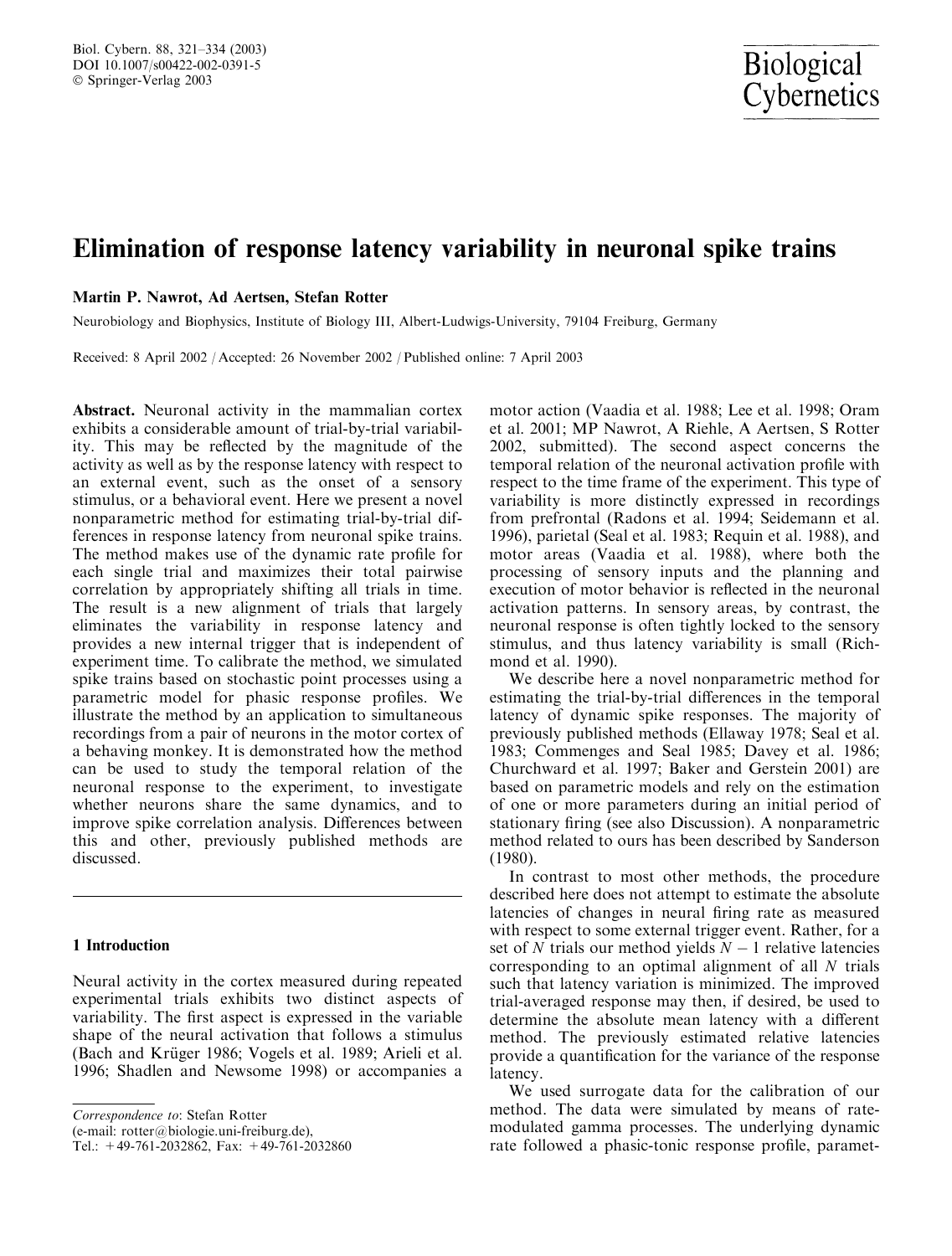# Elimination of response latency variability in neuronal spike trains

**Martin P. Nawrot, Ad Aertsen, Stefan Rotter**

Neurobiology and Biophysics, Institute of Biology III, Albert-Ludwigs-University, 79104 Freiburg, Germany

Received: 8 April 2002 / Accepted: 26 November 2002 / Published online: 7 April 2003

**Abstract.** Neuronal activity in the mammalian cortex exhibits a considerable amount of trial-by-trial variability. This may be reflected by the magnitude of the activity as well as by the response latency with respect to an external event, such as the onset of a sensory stimulus, or a behavioral event. Here we present a novel nonparametric method for estimating trial-by-trial differences in response latency from neuronal spike trains. The method makes use of the dynamic rate profile for each single trial and maximizes their total pairwise correlation by appropriately shifting all trials in time. The result is a new alignment of trials that largely eliminates the variability in response latency and provides a new internal trigger that is independent of experiment time. To calibrate the method, we simulated spike trains based on stochastic point processes using a parametric model for phasic response profiles. We illustrate the method by an application to simultaneous recordings from a pair of neurons in the motor cortex of a behaving monkey. It is demonstrated how the method can be used to study the temporal relation of the neuronal response to the experiment, to investigate whether neurons share the same dynamics, and to improve spike correlation analysis. Differences between this and other, previously published methods are discussed.

## 1 Introduction

Neural activity in the cortex measured during repeated experimental trials exhibits two distinct aspects of variability. The first aspect is expressed in the variable shape of the neural activation that follows a stimulus (Bach and Krüger 1986; Vogels et al. 1989; Arieli et al. 1996; Shadlen and Newsome 1998) or accompanies a motor action (Vaadia et al. 1988; Lee et al. 1998; Oram et al. 2001; MP Nawrot, A Riehle, A Aertsen, S Rotter 2002, submitted). The second aspect concerns the temporal relation of the neuronal activation profile with respect to the time frame of the experiment. This type of variability is more distinctly expressed in recordings from prefrontal (Radons et al. 1994; Seidemann et al. 1996), parietal (Seal et al. 1983; Requin et al. 1988), and motor areas (Vaadia et al. 1988), where both the processing of sensory inputs and the planning and execution of motor behavior is reflected in the neuronal activation patterns. In sensory areas, by contrast, the neuronal response is often tightly locked to the sensory stimulus, and thus latency variability is small (Richmond et al. 1990).

We describe here a novel nonparametric method for estimating the trial-by-trial differences in the temporal latency of dynamic spike responses. The majority of previously published methods (Ellaway 1978; Seal et al. 1983; Commenges and Seal 1985; Davey et al. 1986; Churchward et al. 1997; Baker and Gerstein 2001) are based on parametric models and rely on the estimation of one or more parameters during an initial period of stationary firing (see also Discussion). A nonparametric method related to ours has been described by Sanderson (1980).

In contrast to most other methods, the procedure described here does not attempt to estimate the absolute latencies of changes in neural firing rate as measured with respect to some external trigger event. Rather, for a set of $N$ trials our method yields $N-1$ relative latencies corresponding to an optimal alignment of all $N$ trials such that latency variation is minimized. The improved trial-averaged response may then, if desired, be used to determine the absolute mean latency with a different method. The previously estimated relative latencies provide a quantification for the variance of the response latency.

We used surrogate data for the calibration of our method. The data were simulated by means of rate-modulated gamma processes. The underlying dynamic rate followed a phasic-tonic response profile, paramet-

*Correspondence to*: Stefan Rotter
(e-mail: rotter@biologie.uni-freiburg.de),
Tel.: +49-761-2032862, Fax: +49-761-2032860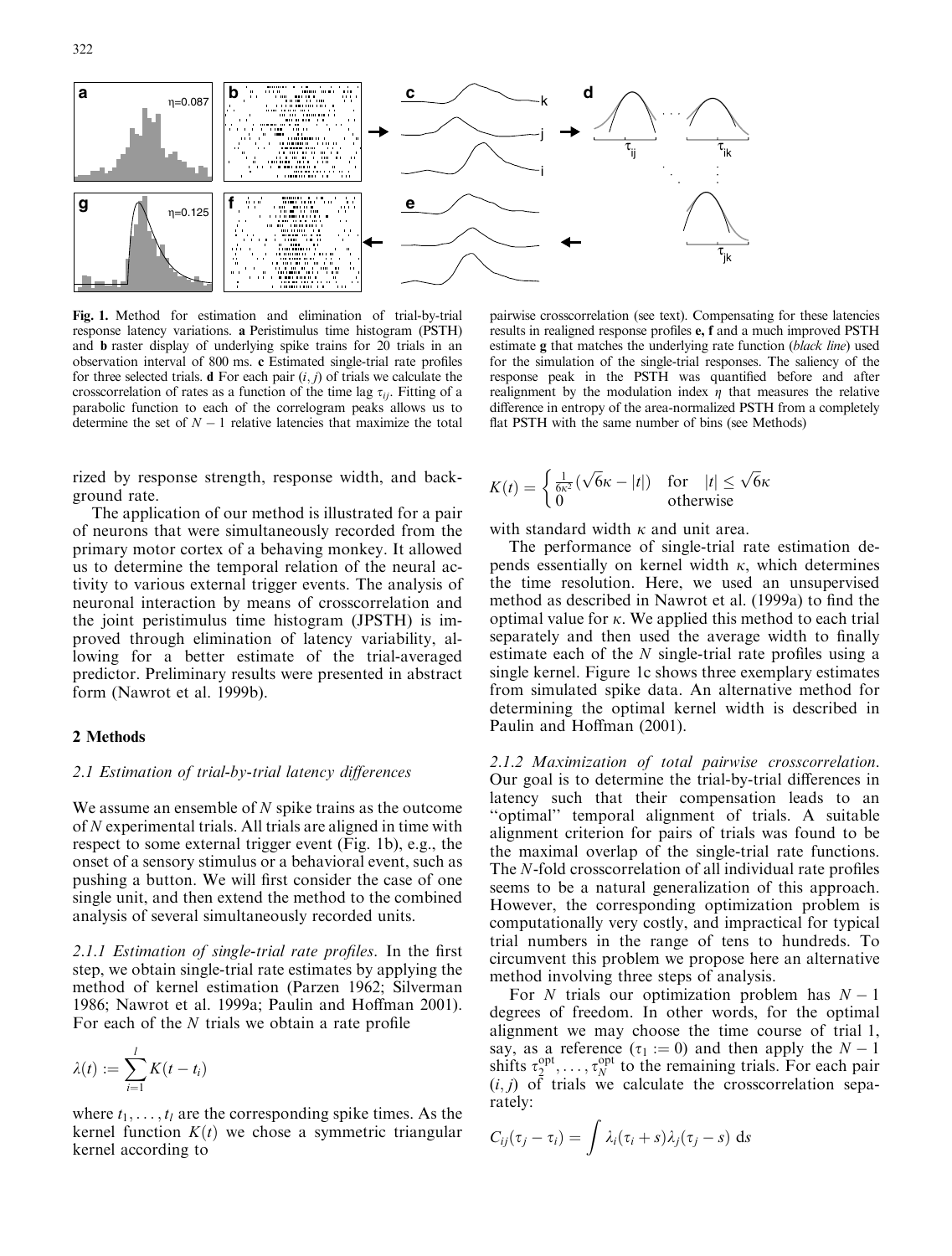Fig. 1. Method for estimation and elimination of trial-by-trial response latency variations. **a** Peristimulus time histogram (PSTH) and **b** raster display of underlying spike trains for 20 trials in an observation interval of 800 ms. **c** Estimated single-trial rate profiles for three selected trials. **d** For each pair $(i, j)$ of trials we calculate the crosscorrelation of rates as a function of the time lag $\tau_{ij}$. Fitting of a parabolic function to each of the correlogram peaks allows us to determine the set of $N-1$ relative latencies that maximize the total pairwise crosscorrelation (see text). Compensating for these latencies results in realigned response profiles **e, f** and a much improved PSTH estimate **g** that matches the underlying rate function (*black line*) used for the simulation of the single-trial responses. The saliency of the response peak in the PSTH was quantified before and after realignment by the modulation index $\eta$ that measures the relative difference in entropy of the area-normalized PSTH from a completely flat PSTH with the same number of bins (see Methods)

rized by response strength, response width, and background rate.

The application of our method is illustrated for a pair of neurons that were simultaneously recorded from the primary motor cortex of a behaving monkey. It allowed us to determine the temporal relation of the neural activity to various external trigger events. The analysis of neuronal interaction by means of crosscorrelation and the joint peristimulus time histogram (JPSTH) is improved through elimination of latency variability, allowing for a better estimate of the trial-averaged predictor. Preliminary results were presented in abstract form (Nawrot et al. 1999b).

## 2 Methods

### 2.1 Estimation of trial-by-trial latency differences

We assume an ensemble of $N$ spike trains as the outcome of $N$ experimental trials. All trials are aligned in time with respect to some external trigger event (Fig. 1b), e.g., the onset of a sensory stimulus or a behavioral event, such as pushing a button. We will first consider the case of one single unit, and then extend the method to the combined analysis of several simultaneously recorded units.

*2.1.1 Estimation of single-trial rate profiles.* In the first step, we obtain single-trial rate estimates by applying the method of kernel estimation (Parzen 1962; Silverman 1986; Nawrot et al. 1999a; Paulin and Hoffman 2001). For each of the $N$ trials we obtain a rate profile

$$\lambda(t) := \sum_{i=1}^{l} K(t - t_i)$$

where $t_1, \ldots, t_l$ are the corresponding spike times. As the kernel function $K(t)$ we chose a symmetric triangular kernel according to

$$K(t) = \begin{cases} \frac{1}{6\kappa^2}(\sqrt{6}\kappa - |t|) & \text{for} \quad |t| \leq \sqrt{6}\kappa \\ 0 & \text{otherwise} \end{cases}$$

with standard width $\kappa$ and unit area.

The performance of single-trial rate estimation depends essentially on kernel width $\kappa$, which determines the time resolution. Here, we used an unsupervised method as described in Nawrot et al. (1999a) to find the optimal value for $\kappa$. We applied this method to each trial separately and then used the average width to finally estimate each of the $N$ single-trial rate profiles using a single kernel. Figure 1c shows three exemplary estimates from simulated spike data. An alternative method for determining the optimal kernel width is described in Paulin and Hoffman (2001).

*2.1.2 Maximization of total pairwise crosscorrelation.* Our goal is to determine the trial-by-trial differences in latency such that their compensation leads to an "optimal" temporal alignment of trials. A suitable alignment criterion for pairs of trials was found to be the maximal overlap of the single-trial rate functions. The $N$-fold crosscorrelation of all individual rate profiles seems to be a natural generalization of this approach. However, the corresponding optimization problem is computationally very costly, and impractical for typical trial numbers in the range of tens to hundreds. To circumvent this problem we propose here an alternative method involving three steps of analysis.

For $N$ trials our optimization problem has $N-1$ degrees of freedom. In other words, for the optimal alignment we may choose the time course of trial 1, say, as a reference ($\tau_1 := 0$) and then apply the $N-1$ shifts $\tau_2^{\text{opt}}, \ldots, \tau_N^{\text{opt}}$ to the remaining trials. For each pair $(i, j)$ of trials we calculate the crosscorrelation separately:

$$C_{ij}(\tau_j - \tau_i) = \int \lambda_i(\tau_i + s)\lambda_j(\tau_j - s) \, \mathrm{d}s$$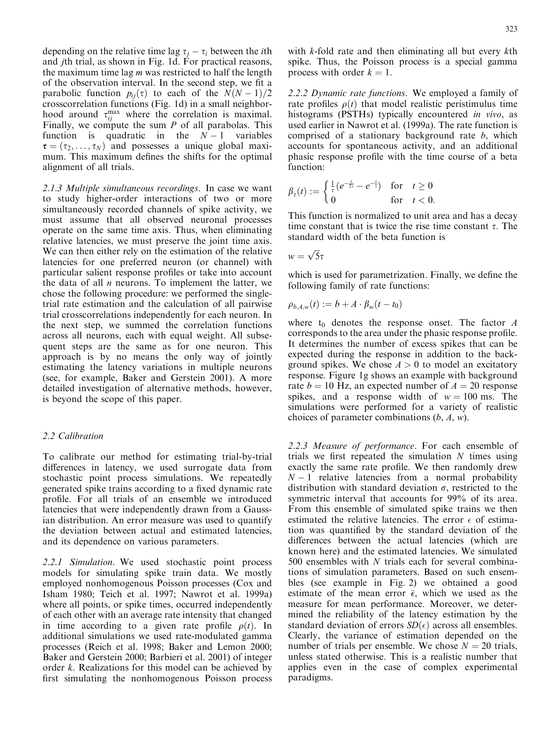depending on the relative time lag $\tau_j - \tau_i$ between the $i$th and $j$th trial, as shown in Fig. 1d. For practical reasons, the maximum time lag $m$ was restricted to half the length of the observation interval. In the second step, we fit a parabolic function $p_{ij}(\tau)$ to each of the $N(N-1)/2$ crosscorrelation functions (Fig. 1d) in a small neighborhood around $\tau_{ij}^{\max}$ where the correlation is maximal. Finally, we compute the sum $P$ of all parabolas. This function is quadratic in the $N-1$ variables $\boldsymbol{\tau} = (\tau_2, \ldots, \tau_N)$ and possesses a unique global maximum. This maximum defines the shifts for the optimal alignment of all trials.

*2.1.3 Multiple simultaneous recordings*. In case we want to study higher-order interactions of two or more simultaneously recorded channels of spike activity, we must assume that all observed neuronal processes operate on the same time axis. Thus, when eliminating relative latencies, we must preserve the joint time axis. We can then either rely on the estimation of the relative latencies for one preferred neuron (or channel) with particular salient response profiles or take into account the data of all $n$ neurons. To implement the latter, we chose the following procedure: we performed the single-trial rate estimation and the calculation of all pairwise trial crosscorrelations independently for each neuron. In the next step, we summed the correlation functions across all neurons, each with equal weight. All subsequent steps are the same as for one neuron. This approach is by no means the only way of jointly estimating the latency variations in multiple neurons (see, for example, Baker and Gerstein 2001). A more detailed investigation of alternative methods, however, is beyond the scope of this paper.

## 2.2 Calibration

To calibrate our method for estimating trial-by-trial differences in latency, we used surrogate data from stochastic point process simulations. We repeatedly generated spike trains according to a fixed dynamic rate profile. For all trials of an ensemble we introduced latencies that were independently drawn from a Gaussian distribution. An error measure was used to quantify the deviation between actual and estimated latencies, and its dependence on various parameters.

*2.2.1 Simulation*. We used stochastic point process models for simulating spike train data. We mostly employed nonhomogeneous Poisson processes (Cox and Isham 1980; Teich et al. 1997; Nawrot et al. 1999a) where all points, or spike times, occurred independently of each other with an average rate intensity that changed in time according to a given rate profile $\rho(t)$. In additional simulations we used rate-modulated gamma processes (Reich et al. 1998; Baker and Lemon 2000; Baker and Gerstein 2000; Barbieri et al. 2001) of integer order $k$. Realizations for this model can be achieved by first simulating the nonhomogenous Poisson process with $k$-fold rate and then eliminating all but every $k$th spike. Thus, the Poisson process is a special gamma process with order $k = 1$.

*2.2.2 Dynamic rate functions*. We employed a family of rate profiles $\rho(t)$ that model realistic peristimulus time histograms (PSTHs) typically encountered *in vivo*, as used earlier in Nawrot et al. (1999a). The rate function is comprised of a stationary background rate $b$, which accounts for spontaneous activity, and an additional phasic response profile with the time course of a beta function:

$$\beta_\tau(t) := \begin{cases} \frac{1}{\tau}\left(e^{-\frac{t}{2\tau}} - e^{-\frac{t}{\tau}}\right) & \text{for} \quad t \geq 0 \\ 0 & \text{for} \quad t < 0. \end{cases}$$

This function is normalized to unit area and has a decay time constant that is twice the rise time constant $\tau$. The standard width of the beta function is

$$w = \sqrt{5}\tau$$

which is used for parametrization. Finally, we define the following family of rate functions:

$$\rho_{b,A,w}(t) := b + A \cdot \beta_w(t - t_0)$$

where $t_0$ denotes the response onset. The factor $A$ corresponds to the area under the phasic response profile. It determines the number of excess spikes that can be expected during the response in addition to the background spikes. We chose $A > 0$ to model an excitatory response. Figure 1g shows an example with background rate $b = 10$ Hz, an expected number of $A = 20$ response spikes, and a response width of $w = 100$ ms. The simulations were performed for a variety of realistic choices of parameter combinations $(b, A, w)$.

*2.2.3 Measure of performance*. For each ensemble of trials we first repeated the simulation $N$ times using exactly the same rate profile. We then randomly drew $N-1$ relative latencies from a normal probability distribution with standard deviation $\sigma$, restricted to the symmetric interval that accounts for 99% of its area. From this ensemble of simulated spike trains we then estimated the relative latencies. The error $\epsilon$ of estimation was quantified by the standard deviation of the differences between the actual latencies (which are known here) and the estimated latencies. We simulated 500 ensembles with $N$ trials each for several combinations of simulation parameters. Based on such ensembles (see example in Fig. 2) we obtained a good estimate of the mean error $\bar{\epsilon}$, which we used as the measure for mean performance. Moreover, we determined the reliability of the latency estimation by the standard deviation of errors $SD(\epsilon)$ across all ensembles. Clearly, the variance of estimation depended on the number of trials per ensemble. We chose $N = 20$ trials, unless stated otherwise. This is a realistic number that applies even in the case of complex experimental paradigms.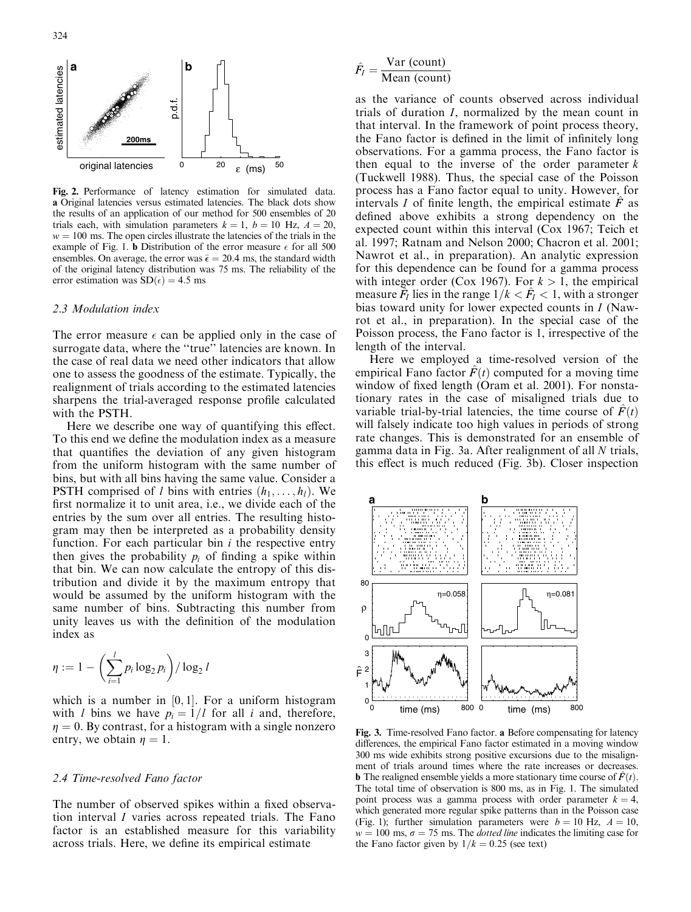Fig. 2. Performance of latency estimation for simulated data. **a** Original latencies versus estimated latencies. The black dots show the results of an application of our method for 500 ensembles of 20 trials each, with simulation parameters $k = 1$, $b = 10$ Hz, $A = 20$, $w = 100$ ms. The open circles illustrate the latencies of the trials in the example of Fig. 1. **b** Distribution of the error measure $\epsilon$ for all 500 ensembles. On average, the error was $\bar{\epsilon} = 20.4$ ms, the standard width of the original latency distribution was 75 ms. The reliability of the error estimation was $\mathrm{SD}(\epsilon) = 4.5$ ms

### 2.3 Modulation index

The error measure $\epsilon$ can be applied only in the case of surrogate data, where the "true" latencies are known. In the case of real data we need other indicators that allow one to assess the goodness of the estimate. Typically, the realignment of trials according to the estimated latencies sharpens the trial-averaged response profile calculated with the PSTH.

Here we describe one way of quantifying this effect. To this end we define the modulation index as a measure that quantifies the deviation of any given histogram from the uniform histogram with the same number of bins, but with all bins having the same value. Consider a PSTH comprised of $l$ bins with entries $(h_1, \ldots, h_l)$. We first normalize it to unit area, i.e., we divide each of the entries by the sum over all entries. The resulting histogram may then be interpreted as a probability density function. For each particular bin $i$ the respective entry then gives the probability $p_i$ of finding a spike within that bin. We can now calculate the entropy of this distribution and divide it by the maximum entropy that would be assumed by the uniform histogram with the same number of bins. Subtracting this number from unity leaves us with the definition of the modulation index as

$$\eta := 1 - \left( \sum_{i=1}^{l} p_i \log_2 p_i \right) / \log_2 l$$

which is a number in $[0, 1]$. For a uniform histogram with $l$ bins we have $p_i = 1/l$ for all $i$ and, therefore, $\eta = 0$. By contrast, for a histogram with a single nonzero entry, we obtain $\eta = 1$.

### 2.4 Time-resolved Fano factor

The number of observed spikes within a fixed observation interval $I$ varies across repeated trials. The Fano factor is an established measure for this variability across trials. Here, we define its empirical estimate

$$\hat{F}_I = \frac{\mathrm{Var\ (count)}}{\mathrm{Mean\ (count)}}$$

as the variance of counts observed across individual trials of duration $I$, normalized by the mean count in that interval. In the framework of point process theory, the Fano factor is defined in the limit of infinitely long observations. For a gamma process, the Fano factor is then equal to the inverse of the order parameter $k$ (Tuckwell 1988). Thus, the special case of the Poisson process has a Fano factor equal to unity. However, for intervals $I$ of finite length, the empirical estimate $\hat{F}$ as defined above exhibits a strong dependency on the expected count within this interval (Cox 1967; Teich et al. 1997; Ratnam and Nelson 2000; Chacron et al. 2001; Nawrot et al., in preparation). An analytic expression for this dependence can be found for a gamma process with integer order (Cox 1967). For $k > 1$, the empirical measure $\hat{F}_I$ lies in the range $1/k < \hat{F}_I < 1$, with a stronger bias toward unity for lower expected counts in $I$ (Nawrot et al., in preparation). In the special case of the Poisson process, the Fano factor is 1, irrespective of the length of the interval.

Here we employed a time-resolved version of the empirical Fano factor $\hat{F}(t)$ computed for a moving time window of fixed length (Oram et al. 2001). For nonstationary rates in the case of misaligned trials due to variable trial-by-trial latencies, the time course of $\hat{F}(t)$ will falsely indicate too high values in periods of strong rate changes. This is demonstrated for an ensemble of gamma data in Fig. 3a. After realignment of all $N$ trials, this effect is much reduced (Fig. 3b). Closer inspection

Fig. 3. Time-resolved Fano factor. **a** Before compensating for latency differences, the empirical Fano factor estimated in a moving window 300 ms wide exhibits strong positive excursions due to the misalignment of trials around times where the rate increases or decreases. **b** The realigned ensemble yields a more stationary time course of $\hat{F}(t)$. The total time of observation is 800 ms, as in Fig. 1. The simulated point process was a gamma process with order parameter $k = 4$, which generated more regular spike patterns than in the Poisson case (Fig. 1); further simulation parameters were $b = 10$ Hz, $A = 10$, $w = 100$ ms, $\sigma = 75$ ms. The *dotted line* indicates the limiting case for the Fano factor given by $1/k = 0.25$ (see text)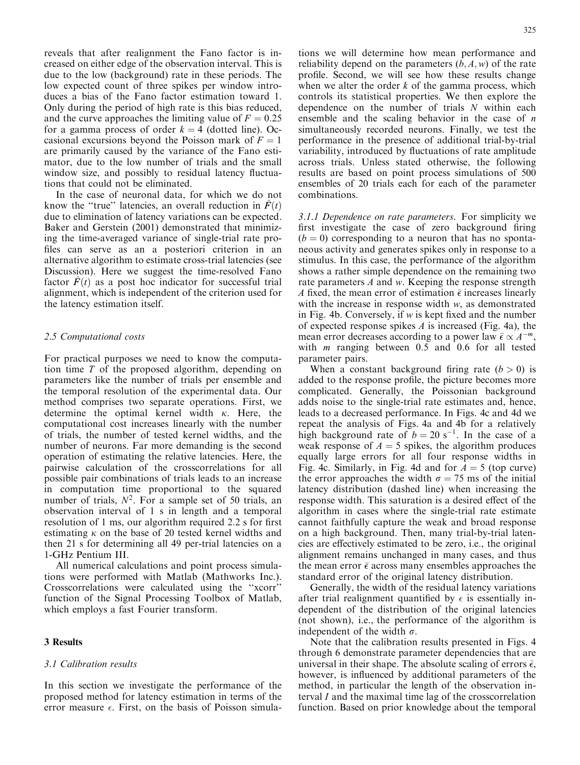reveals that after realignment the Fano factor is increased on either edge of the observation interval. This is due to the low (background) rate in these periods. The low expected count of three spikes per window introduces a bias of the Fano factor estimation toward 1. Only during the period of high rate is this bias reduced, and the curve approaches the limiting value of $F = 0.25$ for a gamma process of order $k = 4$ (dotted line). Occasional excursions beyond the Poisson mark of $F = 1$ are primarily caused by the variance of the Fano estimator, due to the low number of trials and the small window size, and possibly to residual latency fluctuations that could not be eliminated.

In the case of neuronal data, for which we do not know the "true" latencies, an overall reduction in $\hat{F}(t)$ due to elimination of latency variations can be expected. Baker and Gerstein (2001) demonstrated that minimizing the time-averaged variance of single-trial rate profiles can serve as an a posteriori criterion in an alternative algorithm to estimate cross-trial latencies (see Discussion). Here we suggest the time-resolved Fano factor $\hat{F}(t)$ as a post hoc indicator for successful trial alignment, which is independent of the criterion used for the latency estimation itself.

### 2.5 Computational costs

For practical purposes we need to know the computation time $T$ of the proposed algorithm, depending on parameters like the number of trials per ensemble and the temporal resolution of the experimental data. Our method comprises two separate operations. First, we determine the optimal kernel width $\kappa$. Here, the computational cost increases linearly with the number of trials, the number of tested kernel widths, and the number of neurons. Far more demanding is the second operation of estimating the relative latencies. Here, the pairwise calculation of the crosscorrelations for all possible pair combinations of trials leads to an increase in computation time proportional to the squared number of trials, $N^2$. For a sample set of 50 trials, an observation interval of 1 s in length and a temporal resolution of 1 ms, our algorithm required 2.2 s for first estimating $\kappa$ on the base of 20 tested kernel widths and then 21 s for determining all 49 per-trial latencies on a 1-GHz Pentium III.

All numerical calculations and point process simulations were performed with Matlab (Mathworks Inc.). Crosscorrelations were calculated using the "xcorr" function of the Signal Processing Toolbox of Matlab, which employs a fast Fourier transform.

## 3 Results

### 3.1 Calibration results

In this section we investigate the performance of the proposed method for latency estimation in terms of the error measure $\epsilon$. First, on the basis of Poisson simulations we will determine how mean performance and reliability depend on the parameters $(b, A, w)$ of the rate profile. Second, we will see how these results change when we alter the order $k$ of the gamma process, which controls its statistical properties. We then explore the dependence on the number of trials $N$ within each ensemble and the scaling behavior in the case of $n$ simultaneously recorded neurons. Finally, we test the performance in the presence of additional trial-by-trial variability, introduced by fluctuations of rate amplitude across trials. Unless stated otherwise, the following results are based on point process simulations of 500 ensembles of 20 trials each for each of the parameter combinations.

*3.1.1 Dependence on rate parameters.* For simplicity we first investigate the case of zero background firing $(b = 0)$ corresponding to a neuron that has no spontaneous activity and generates spikes only in response to a stimulus. In this case, the performance of the algorithm shows a rather simple dependence on the remaining two rate parameters $A$ and $w$. Keeping the response strength $A$ fixed, the mean error of estimation $\bar{\epsilon}$ increases linearly with the increase in response width $w$, as demonstrated in Fig. 4b. Conversely, if $w$ is kept fixed and the number of expected response spikes $A$ is increased (Fig. 4a), the mean error decreases according to a power law $\bar{\epsilon} \propto A^{-m}$, with $m$ ranging between 0.5 and 0.6 for all tested parameter pairs.

When a constant background firing rate $(b > 0)$ is added to the response profile, the picture becomes more complicated. Generally, the Poissonian background adds noise to the single-trial rate estimates and, hence, leads to a decreased performance. In Figs. 4c and 4d we repeat the analysis of Figs. 4a and 4b for a relatively high background rate of $b = 20\ \text{s}^{-1}$. In the case of a weak response of $A = 5$ spikes, the algorithm produces equally large errors for all four response widths in Fig. 4c. Similarly, in Fig. 4d and for $A = 5$ (top curve) the error approaches the width $\sigma = 75$ ms of the initial latency distribution (dashed line) when increasing the response width. This saturation is a desired effect of the algorithm in cases where the single-trial rate estimate cannot faithfully capture the weak and broad response on a high background. Then, many trial-by-trial latencies are effectively estimated to be zero, i.e., the original alignment remains unchanged in many cases, and thus the mean error $\bar{\epsilon}$ across many ensembles approaches the standard error of the original latency distribution.

Generally, the width of the residual latency variations after trial realignment quantified by $\epsilon$ is essentially independent of the distribution of the original latencies (not shown), i.e., the performance of the algorithm is independent of the width $\sigma$.

Note that the calibration results presented in Figs. 4 through 6 demonstrate parameter dependencies that are universal in their shape. The absolute scaling of errors $\bar{\epsilon}$, however, is influenced by additional parameters of the method, in particular the length of the observation interval $I$ and the maximal time lag of the crosscorrelation function. Based on prior knowledge about the temporal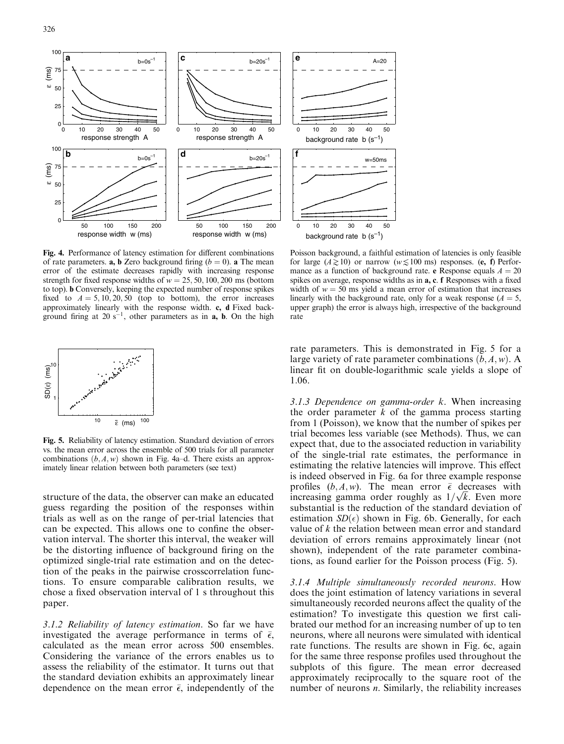**Fig. 4.** Performance of latency estimation for different combinations of rate parameters. **a, b** Zero background firing ($b = 0$). **a** The mean error of the estimate decreases rapidly with increasing response strength for fixed response widths of $w = 25, 50, 100, 200$ ms (bottom to top). **b** Conversely, keeping the expected number of response spikes fixed to $A = 5, 10, 20, 50$ (top to bottom), the error increases approximately linearly with the response width. **c, d** Fixed background firing at 20 $s^{-1}$, other parameters as in **a, b**. On the high Poisson background, a faithful estimation of latencies is only feasible for large ($A \gtrsim 10$) or narrow ($w \lesssim 100$ ms) responses. **(e, f)** Performance as a function of background rate. **e** Response equals $A = 20$ spikes on average, response widths as in **a, c**. **f** Responses with a fixed width of $w = 50$ ms yield a mean error of estimation that increases linearly with the background rate, only for a weak response ($A = 5$, upper graph) the error is always high, irrespective of the background rate

**Fig. 5.** Reliability of latency estimation. Standard deviation of errors vs. the mean error across the ensemble of 500 trials for all parameter combinations $(b, A, w)$ shown in Fig. 4a–d. There exists an approximately linear relation between both parameters (see text)

structure of the data, the observer can make an educated guess regarding the position of the responses within trials as well as on the range of per-trial latencies that can be expected. This allows one to confine the observation interval. The shorter this interval, the weaker will be the distorting influence of background firing on the optimized single-trial rate estimation and on the detection of the peaks in the pairwise crosscorrelation functions. To ensure comparable calibration results, we chose a fixed observation interval of 1 s throughout this paper.

*3.1.2 Reliability of latency estimation.* So far we have investigated the average performance in terms of $\bar{\epsilon}$, calculated as the mean error across 500 ensembles. Considering the variance of the errors enables us to assess the reliability of the estimator. It turns out that the standard deviation exhibits an approximately linear dependence on the mean error $\bar{\epsilon}$, independently of the rate parameters. This is demonstrated in Fig. 5 for a large variety of rate parameter combinations $(b, A, w)$. A linear fit on double-logarithmic scale yields a slope of 1.06.

*3.1.3 Dependence on gamma-order k.* When increasing the order parameter $k$ of the gamma process starting from 1 (Poisson), we know that the number of spikes per trial becomes less variable (see Methods). Thus, we can expect that, due to the associated reduction in variability of the single-trial rate estimates, the performance in estimating the relative latencies will improve. This effect is indeed observed in Fig. 6a for three example response profiles $(b, A, w)$. The mean error $\bar{\epsilon}$ decreases with increasing gamma order roughly as $1/\sqrt{k}$. Even more substantial is the reduction of the standard deviation of estimation $SD(\epsilon)$ shown in Fig. 6b. Generally, for each value of $k$ the relation between mean error and standard deviation of errors remains approximately linear (not shown), independent of the rate parameter combinations, as found earlier for the Poisson process (Fig. 5).

*3.1.4 Multiple simultaneously recorded neurons.* How does the joint estimation of latency variations in several simultaneously recorded neurons affect the quality of the estimation? To investigate this question we first calibrated our method for an increasing number of up to ten neurons, where all neurons were simulated with identical rate functions. The results are shown in Fig. 6c, again for the same three response profiles used throughout the subplots of this figure. The mean error decreased approximately reciprocally to the square root of the number of neurons $n$. Similarly, the reliability increases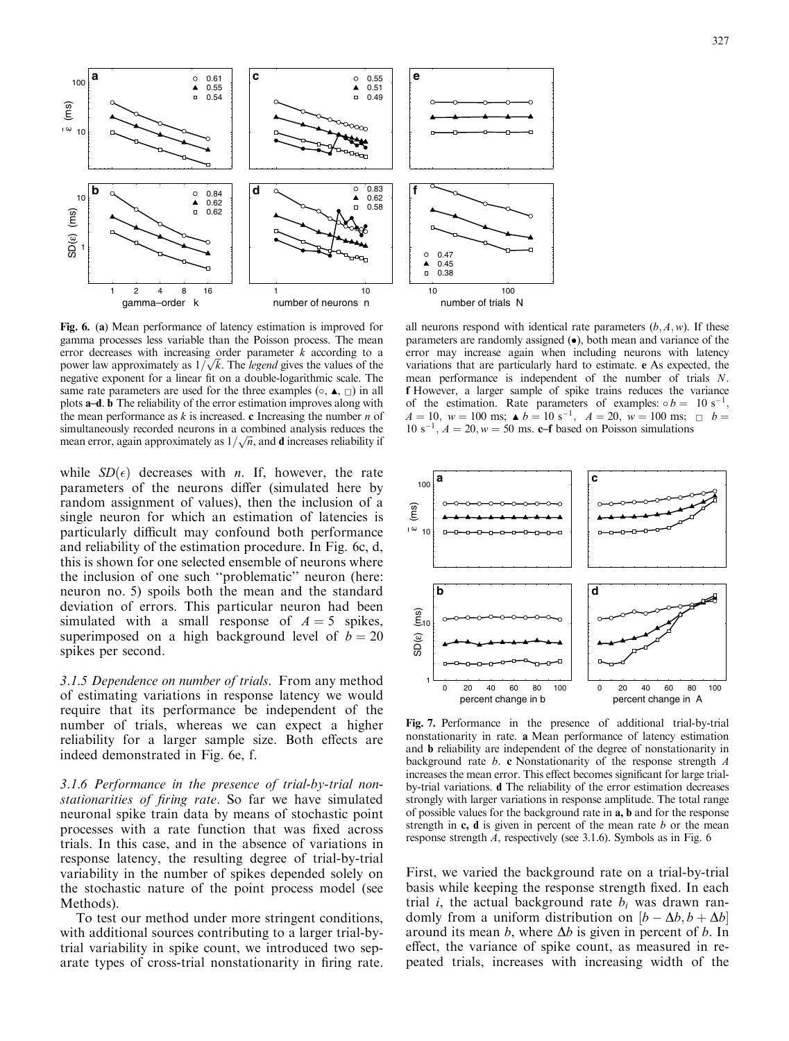**Fig. 6.** (**a**) Mean performance of latency estimation is improved for gamma processes less variable than the Poisson process. The mean error decreases with increasing order parameter $k$ according to a power law approximately as $1/\sqrt{k}$. The *legend* gives the values of the negative exponent for a linear fit on a double-logarithmic scale. The same rate parameters are used for the three examples (○, ▲, □) in all plots **a–d**. **b** The reliability of the error estimation improves along with the mean performance as $k$ is increased. **c** Increasing the number $n$ of simultaneously recorded neurons in a combined analysis reduces the mean error, again approximately as $1/\sqrt{n}$, and **d** increases reliability if all neurons respond with identical rate parameters $(b, A, w)$. If these parameters are randomly assigned (●), both mean and variance of the error may increase again when including neurons with latency variations that are particularly hard to estimate. **e** As expected, the mean performance is independent of the number of trials $N$. **f** However, a larger sample of spike trains reduces the variance of the estimation. Rate parameters of examples: ○ $b = 10\ \mathrm{s}^{-1}$, $A = 10$, $w = 100$ ms; ▲ $b = 10\ \mathrm{s}^{-1}$, $A = 20$, $w = 100$ ms; □ $b = 10\ \mathrm{s}^{-1}$, $A = 20, w = 50$ ms. **c–f** based on Poisson simulations

while $SD(\epsilon)$ decreases with $n$. If, however, the rate parameters of the neurons differ (simulated here by random assignment of values), then the inclusion of a single neuron for which an estimation of latencies is particularly difficult may confound both performance and reliability of the estimation procedure. In Fig. 6c, d, this is shown for one selected ensemble of neurons where the inclusion of one such "problematic" neuron (here: neuron no. 5) spoils both the mean and the standard deviation of errors. This particular neuron had been simulated with a small response of $A = 5$ spikes, superimposed on a high background level of $b = 20$ spikes per second.

*3.1.5 Dependence on number of trials.* From any method of estimating variations in response latency we would require that its performance be independent of the number of trials, whereas we can expect a higher reliability for a larger sample size. Both effects are indeed demonstrated in Fig. 6e, f.

*3.1.6 Performance in the presence of trial-by-trial nonstationarities of firing rate.* So far we have simulated neuronal spike train data by means of stochastic point processes with a rate function that was fixed across trials. In this case, and in the absence of variations in response latency, the resulting degree of trial-by-trial variability in the number of spikes depended solely on the stochastic nature of the point process model (see Methods).

To test our method under more stringent conditions, with additional sources contributing to a larger trial-by-trial variability in spike count, we introduced two separate types of cross-trial nonstationarity in firing rate.

**Fig. 7.** Performance in the presence of additional trial-by-trial nonstationarity in rate. **a** Mean performance of latency estimation and **b** reliability are independent of the degree of nonstationarity in background rate $b$. **c** Nonstationarity of the response strength $A$ increases the mean error. This effect becomes significant for large trial-by-trial variations. **d** The reliability of the error estimation decreases strongly with larger variations in response amplitude. The total range of possible values for the background rate in **a, b** and for the response strength in **c, d** is given in percent of the mean rate $b$ or the mean response strength $A$, respectively (see 3.1.6). Symbols as in Fig. 6

First, we varied the background rate on a trial-by-trial basis while keeping the response strength fixed. In each trial $i$, the actual background rate $b_i$ was drawn randomly from a uniform distribution on $[b - \Delta b, b + \Delta b]$ around its mean $b$, where $\Delta b$ is given in percent of $b$. In effect, the variance of spike count, as measured in repeated trials, increases with increasing width of the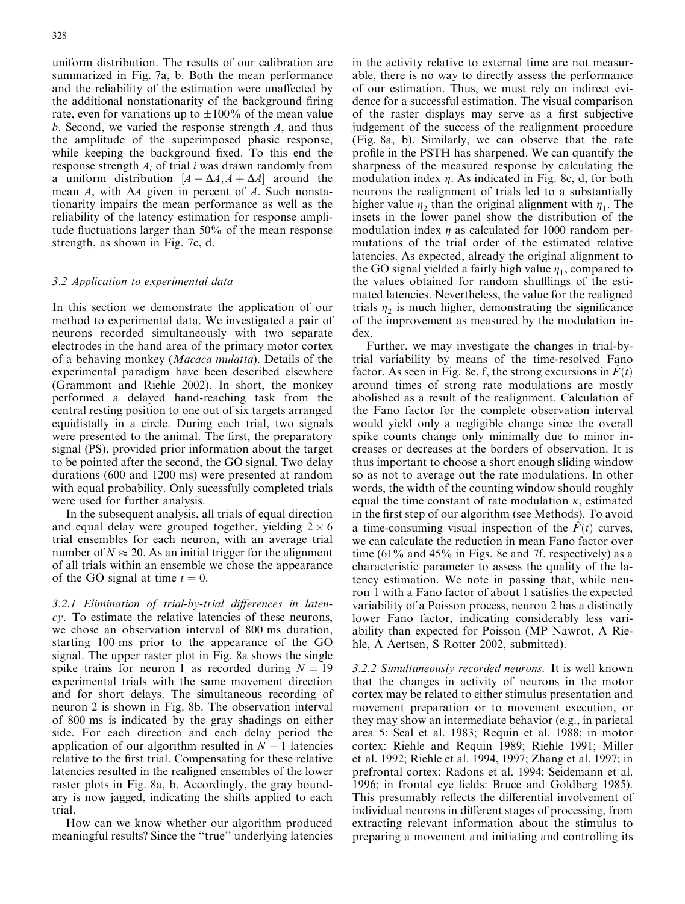uniform distribution. The results of our calibration are summarized in Fig. 7a, b. Both the mean performance and the reliability of the estimation were unaffected by the additional nonstationarity of the background firing rate, even for variations up to $\pm 100\%$ of the mean value $b$. Second, we varied the response strength $A$, and thus the amplitude of the superimposed phasic response, while keeping the background fixed. To this end the response strength $A_i$ of trial $i$ was drawn randomly from a uniform distribution $[A - \Delta A, A + \Delta A]$ around the mean $A$, with $\Delta A$ given in percent of $A$. Such nonstationarity impairs the mean performance as well as the reliability of the latency estimation for response amplitude fluctuations larger than 50% of the mean response strength, as shown in Fig. 7c, d.

### 3.2 Application to experimental data

In this section we demonstrate the application of our method to experimental data. We investigated a pair of neurons recorded simultaneously with two separate electrodes in the hand area of the primary motor cortex of a behaving monkey (*Macaca mulatta*). Details of the experimental paradigm have been described elsewhere (Grammont and Riehle 2002). In short, the monkey performed a delayed hand-reaching task from the central resting position to one out of six targets arranged equidistally in a circle. During each trial, two signals were presented to the animal. The first, the preparatory signal (PS), provided prior information about the target to be pointed after the second, the GO signal. Two delay durations (600 and 1200 ms) were presented at random with equal probability. Only sucessfully completed trials were used for further analysis.

In the subsequent analysis, all trials of equal direction and equal delay were grouped together, yielding $2 \times 6$ trial ensembles for each neuron, with an average trial number of $N \approx 20$. As an initial trigger for the alignment of all trials within an ensemble we chose the appearance of the GO signal at time $t = 0$.

*3.2.1 Elimination of trial-by-trial differences in latency.* To estimate the relative latencies of these neurons, we chose an observation interval of 800 ms duration, starting 100 ms prior to the appearance of the GO signal. The upper raster plot in Fig. 8a shows the single spike trains for neuron 1 as recorded during $N = 19$ experimental trials with the same movement direction and for short delays. The simultaneous recording of neuron 2 is shown in Fig. 8b. The observation interval of 800 ms is indicated by the gray shadings on either side. For each direction and each delay period the application of our algorithm resulted in $N - 1$ latencies relative to the first trial. Compensating for these relative latencies resulted in the realigned ensembles of the lower raster plots in Fig. 8a, b. Accordingly, the gray boundary is now jagged, indicating the shifts applied to each trial.

How can we know whether our algorithm produced meaningful results? Since the "true" underlying latencies in the activity relative to external time are not measurable, there is no way to directly assess the performance of our estimation. Thus, we must rely on indirect evidence for a successful estimation. The visual comparison of the raster displays may serve as a first subjective judgement of the success of the realignment procedure (Fig. 8a, b). Similarly, we can observe that the rate profile in the PSTH has sharpened. We can quantify the sharpness of the measured response by calculating the modulation index $\eta$. As indicated in Fig. 8c, d, for both neurons the realignment of trials led to a substantially higher value $\eta_2$ than the original alignment with $\eta_1$. The insets in the lower panel show the distribution of the modulation index $\eta$ as calculated for 1000 random permutations of the trial order of the estimated relative latencies. As expected, already the original alignment to the GO signal yielded a fairly high value $\eta_1$, compared to the values obtained for random shufflings of the estimated latencies. Nevertheless, the value for the realigned trials $\eta_2$ is much higher, demonstrating the significance of the improvement as measured by the modulation index.

Further, we may investigate the changes in trial-by-trial variability by means of the time-resolved Fano factor. As seen in Fig. 8e, f, the strong excursions in $\hat{F}(t)$ around times of strong rate modulations are mostly abolished as a result of the realignment. Calculation of the Fano factor for the complete observation interval would yield only a negligible change since the overall spike counts change only minimally due to minor increases or decreases at the borders of observation. It is thus important to choose a short enough sliding window so as not to average out the rate modulations. In other words, the width of the counting window should roughly equal the time constant of rate modulation $\kappa$, estimated in the first step of our algorithm (see Methods). To avoid a time-consuming visual inspection of the $\hat{F}(t)$ curves, we can calculate the reduction in mean Fano factor over time (61% and 45% in Figs. 8e and 7f, respectively) as a characteristic parameter to assess the quality of the latency estimation. We note in passing that, while neuron 1 with a Fano factor of about 1 satisfies the expected variability of a Poisson process, neuron 2 has a distinctly lower Fano factor, indicating considerably less variability than expected for Poisson (MP Nawrot, A Riehle, A Aertsen, S Rotter 2002, submitted).

*3.2.2 Simultaneously recorded neurons.* It is well known that the changes in activity of neurons in the motor cortex may be related to either stimulus presentation and movement preparation or to movement execution, or they may show an intermediate behavior (e.g., in parietal area 5: Seal et al. 1983; Requin et al. 1988; in motor cortex: Riehle and Requin 1989; Riehle 1991; Miller et al. 1992; Riehle et al. 1994, 1997; Zhang et al. 1997; in prefrontal cortex: Radons et al. 1994; Seidemann et al. 1996; in frontal eye fields: Bruce and Goldberg 1985). This presumably reflects the differential involvement of individual neurons in different stages of processing, from extracting relevant information about the stimulus to preparing a movement and initiating and controlling its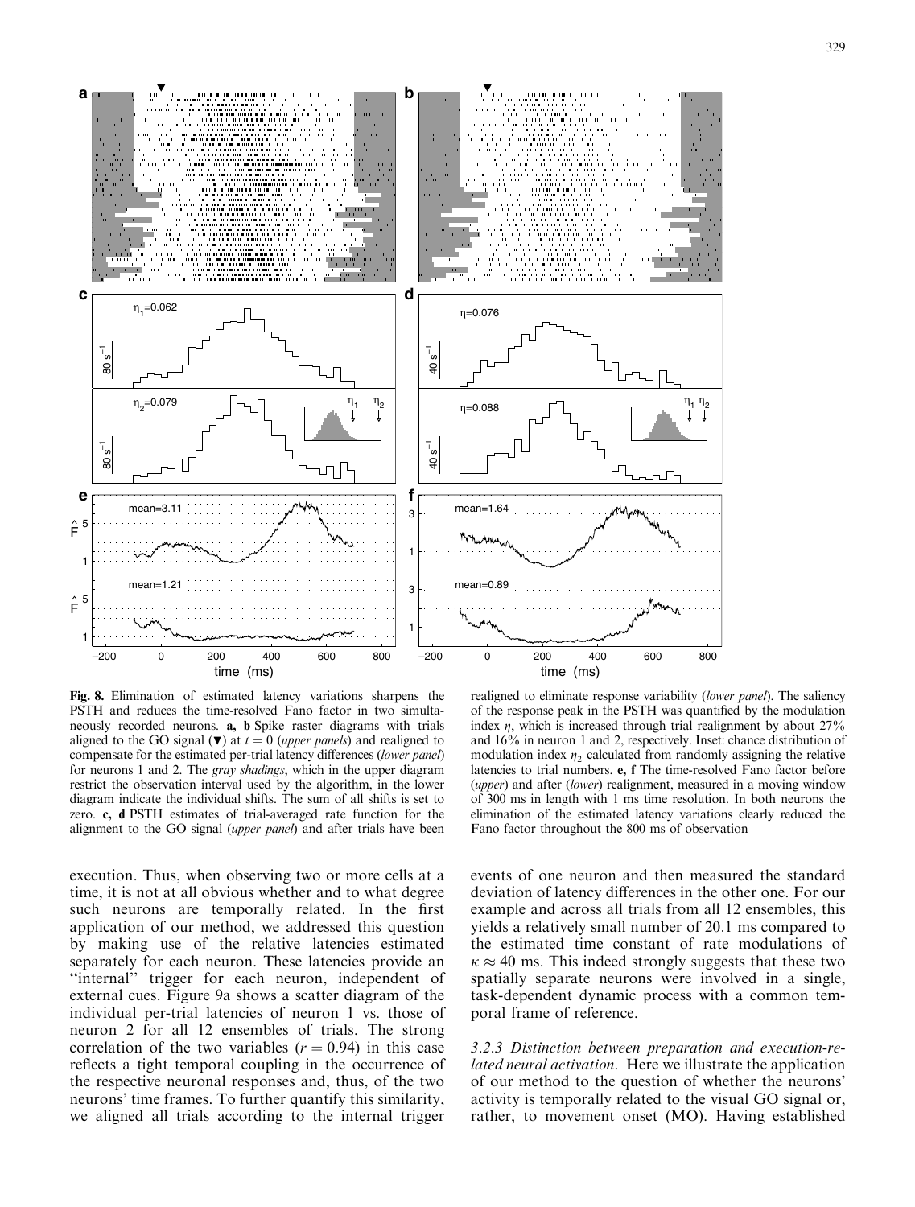**Fig. 8.** Elimination of estimated latency variations sharpens the PSTH and reduces the time-resolved Fano factor in two simultaneously recorded neurons. **a, b** Spike raster diagrams with trials aligned to the GO signal (▼) at $t = 0$ (*upper panels*) and realigned to compensate for the estimated per-trial latency differences (*lower panel*) for neurons 1 and 2. The *gray shadings*, which in the upper diagram restrict the observation interval used by the algorithm, in the lower diagram indicate the individual shifts. The sum of all shifts is set to zero. **c, d** PSTH estimates of trial-averaged rate function for the alignment to the GO signal (*upper panel*) and after trials have been realigned to eliminate response variability (*lower panel*). The saliency of the response peak in the PSTH was quantified by the modulation index $\eta$, which is increased through trial realignment by about 27% and 16% in neuron 1 and 2, respectively. Inset: chance distribution of modulation index $\eta_2$ calculated from randomly assigning the relative latencies to trial numbers. **e, f** The time-resolved Fano factor before (*upper*) and after (*lower*) realignment, measured in a moving window of 300 ms in length with 1 ms time resolution. In both neurons the elimination of the estimated latency variations clearly reduced the Fano factor throughout the 800 ms of observation

execution. Thus, when observing two or more cells at a time, it is not at all obvious whether and to what degree such neurons are temporally related. In the first application of our method, we addressed this question by making use of the relative latencies estimated separately for each neuron. These latencies provide an "internal" trigger for each neuron, independent of external cues. Figure 9a shows a scatter diagram of the individual per-trial latencies of neuron 1 vs. those of neuron 2 for all 12 ensembles of trials. The strong correlation of the two variables ($r = 0.94$) in this case reflects a tight temporal coupling in the occurrence of the respective neuronal responses and, thus, of the two neurons' time frames. To further quantify this similarity, we aligned all trials according to the internal trigger events of one neuron and then measured the standard deviation of latency differences in the other one. For our example and across all trials from all 12 ensembles, this yields a relatively small number of 20.1 ms compared to the estimated time constant of rate modulations of $\kappa \approx 40$ ms. This indeed strongly suggests that these two spatially separate neurons were involved in a single, task-dependent dynamic process with a common temporal frame of reference.

*3.2.3 Distinction between preparation and execution-related neural activation.* Here we illustrate the application of our method to the question of whether the neurons' activity is temporally related to the visual GO signal or, rather, to movement onset (MO). Having established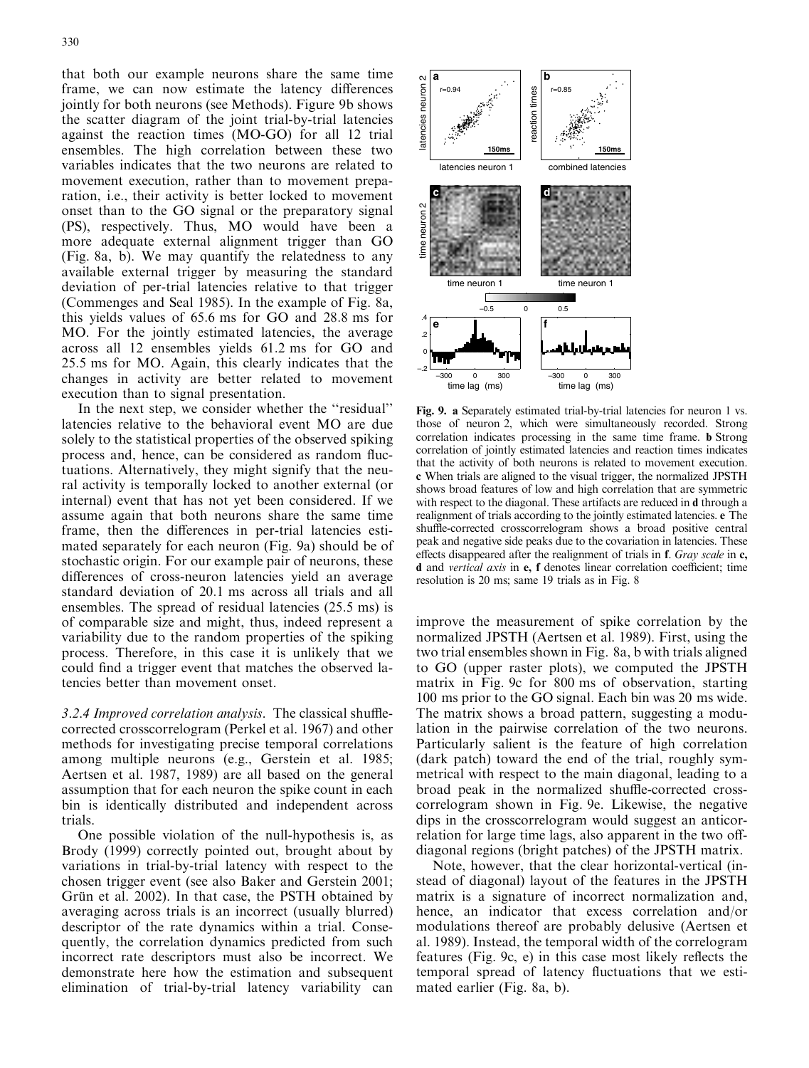that both our example neurons share the same time frame, we can now estimate the latency differences jointly for both neurons (see Methods). Figure 9b shows the scatter diagram of the joint trial-by-trial latencies against the reaction times (MO-GO) for all 12 trial ensembles. The high correlation between these two variables indicates that the two neurons are related to movement execution, rather than to movement preparation, i.e., their activity is better locked to movement onset than to the GO signal or the preparatory signal (PS), respectively. Thus, MO would have been a more adequate external alignment trigger than GO (Fig. 8a, b). We may quantify the relatedness to any available external trigger by measuring the standard deviation of per-trial latencies relative to that trigger (Commenges and Seal 1985). In the example of Fig. 8a, this yields values of 65.6 ms for GO and 28.8 ms for MO. For the jointly estimated latencies, the average across all 12 ensembles yields 61.2 ms for GO and 25.5 ms for MO. Again, this clearly indicates that the changes in activity are better related to movement execution than to signal presentation.

In the next step, we consider whether the "residual" latencies relative to the behavioral event MO are due solely to the statistical properties of the observed spiking process and, hence, can be considered as random fluctuations. Alternatively, they might signify that the neural activity is temporally locked to another external (or internal) event that has not yet been considered. If we assume again that both neurons share the same time frame, then the differences in per-trial latencies estimated separately for each neuron (Fig. 9a) should be of stochastic origin. For our example pair of neurons, these differences of cross-neuron latencies yield an average standard deviation of 20.1 ms across all trials and all ensembles. The spread of residual latencies (25.5 ms) is of comparable size and might, thus, indeed represent a variability due to the random properties of the spiking process. Therefore, in this case it is unlikely that we could find a trigger event that matches the observed latencies better than movement onset.

*3.2.4 Improved correlation analysis.* The classical shuffle-corrected crosscorrelogram (Perkel et al. 1967) and other methods for investigating precise temporal correlations among multiple neurons (e.g., Gerstein et al. 1985; Aertsen et al. 1987, 1989) are all based on the general assumption that for each neuron the spike count in each bin is identically distributed and independent across trials.

One possible violation of the null-hypothesis is, as Brody (1999) correctly pointed out, brought about by variations in trial-by-trial latency with respect to the chosen trigger event (see also Baker and Gerstein 2001; Grün et al. 2002). In that case, the PSTH obtained by averaging across trials is an incorrect (usually blurred) descriptor of the rate dynamics within a trial. Consequently, the correlation dynamics predicted from such incorrect rate descriptors must also be incorrect. We demonstrate here how the estimation and subsequent elimination of trial-by-trial latency variability can improve the measurement of spike correlation by the normalized JPSTH (Aertsen et al. 1989). First, using the two trial ensembles shown in Fig. 8a, b with trials aligned to GO (upper raster plots), we computed the JPSTH matrix in Fig. 9c for 800 ms of observation, starting 100 ms prior to the GO signal. Each bin was 20 ms wide. The matrix shows a broad pattern, suggesting a modulation in the pairwise correlation of the two neurons. Particularly salient is the feature of high correlation (dark patch) toward the end of the trial, roughly symmetrical with respect to the main diagonal, leading to a broad peak in the normalized shuffle-corrected crosscorrelogram shown in Fig. 9e. Likewise, the negative dips in the crosscorrelogram would suggest an anticorrelation for large time lags, also apparent in the two off-diagonal regions (bright patches) of the JPSTH matrix.

Note, however, that the clear horizontal-vertical (instead of diagonal) layout of the features in the JPSTH matrix is a signature of incorrect normalization and, hence, an indicator that excess correlation and/or modulations thereof are probably delusive (Aertsen et al. 1989). Instead, the temporal width of the correlogram features (Fig. 9c, e) in this case most likely reflects the temporal spread of latency fluctuations that we estimated earlier (Fig. 8a, b).

**Fig. 9.** **a** Separately estimated trial-by-trial latencies for neuron 1 vs. those of neuron 2, which were simultaneously recorded. Strong correlation indicates processing in the same time frame. **b** Strong correlation of jointly estimated latencies and reaction times indicates that the activity of both neurons is related to movement execution. **c** When trials are aligned to the visual trigger, the normalized JPSTH shows broad features of low and high correlation that are symmetric with respect to the diagonal. These artifacts are reduced in **d** through a realignment of trials according to the jointly estimated latencies. **e** The shuffle-corrected crosscorrelogram shows a broad positive central peak and negative side peaks due to the covariation in latencies. These effects disappeared after the realignment of trials in **f**. *Gray scale* in **c, d** and *vertical axis* in **e, f** denotes linear correlation coefficient; time resolution is 20 ms; same 19 trials as in Fig. 8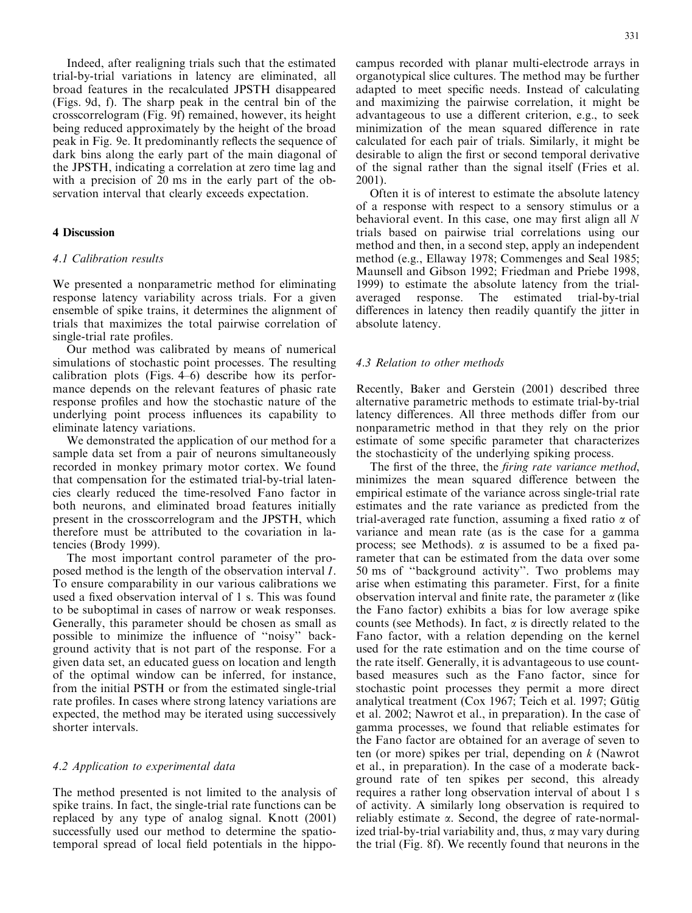Indeed, after realigning trials such that the estimated trial-by-trial variations in latency are eliminated, all broad features in the recalculated JPSTH disappeared (Figs. 9d, f). The sharp peak in the central bin of the crosscorrelogram (Fig. 9f) remained, however, its height being reduced approximately by the height of the broad peak in Fig. 9e. It predominantly reflects the sequence of dark bins along the early part of the main diagonal of the JPSTH, indicating a correlation at zero time lag and with a precision of 20 ms in the early part of the observation interval that clearly exceeds expectation.

## 4 Discussion

### 4.1 Calibration results

We presented a nonparametric method for eliminating response latency variability across trials. For a given ensemble of spike trains, it determines the alignment of trials that maximizes the total pairwise correlation of single-trial rate profiles.

Our method was calibrated by means of numerical simulations of stochastic point processes. The resulting calibration plots (Figs. 4–6) describe how its performance depends on the relevant features of phasic rate response profiles and how the stochastic nature of the underlying point process influences its capability to eliminate latency variations.

We demonstrated the application of our method for a sample data set from a pair of neurons simultaneously recorded in monkey primary motor cortex. We found that compensation for the estimated trial-by-trial latencies clearly reduced the time-resolved Fano factor in both neurons, and eliminated broad features initially present in the crosscorrelogram and the JPSTH, which therefore must be attributed to the covariation in latencies (Brody 1999).

The most important control parameter of the proposed method is the length of the observation interval $I$. To ensure comparability in our various calibrations we used a fixed observation interval of 1 s. This was found to be suboptimal in cases of narrow or weak responses. Generally, this parameter should be chosen as small as possible to minimize the influence of "noisy" background activity that is not part of the response. For a given data set, an educated guess on location and length of the optimal window can be inferred, for instance, from the initial PSTH or from the estimated single-trial rate profiles. In cases where strong latency variations are expected, the method may be iterated using successively shorter intervals.

### 4.2 Application to experimental data

The method presented is not limited to the analysis of spike trains. In fact, the single-trial rate functions can be replaced by any type of analog signal. Knott (2001) successfully used our method to determine the spatiotemporal spread of local field potentials in the hippocampus recorded with planar multi-electrode arrays in organotypical slice cultures. The method may be further adapted to meet specific needs. Instead of calculating and maximizing the pairwise correlation, it might be advantageous to use a different criterion, e.g., to seek minimization of the mean squared difference in rate calculated for each pair of trials. Similarly, it might be desirable to align the first or second temporal derivative of the signal rather than the signal itself (Fries et al. 2001).

Often it is of interest to estimate the absolute latency of a response with respect to a sensory stimulus or a behavioral event. In this case, one may first align all $N$ trials based on pairwise trial correlations using our method and then, in a second step, apply an independent method (e.g., Ellaway 1978; Commenges and Seal 1985; Maunsell and Gibson 1992; Friedman and Priebe 1998, 1999) to estimate the absolute latency from the trial-averaged response. The estimated trial-by-trial differences in latency then readily quantify the jitter in absolute latency.

### 4.3 Relation to other methods

Recently, Baker and Gerstein (2001) described three alternative parametric methods to estimate trial-by-trial latency differences. All three methods differ from our nonparametric method in that they rely on the prior estimate of some specific parameter that characterizes the stochasticity of the underlying spiking process.

The first of the three, the *firing rate variance method*, minimizes the mean squared difference between the empirical estimate of the variance across single-trial rate estimates and the rate variance as predicted from the trial-averaged rate function, assuming a fixed ratio $\alpha$ of variance and mean rate (as is the case for a gamma process; see Methods). $\alpha$ is assumed to be a fixed parameter that can be estimated from the data over some 50 ms of "background activity". Two problems may arise when estimating this parameter. First, for a finite observation interval and finite rate, the parameter $\alpha$ (like the Fano factor) exhibits a bias for low average spike counts (see Methods). In fact, $\alpha$ is directly related to the Fano factor, with a relation depending on the kernel used for the rate estimation and on the time course of the rate itself. Generally, it is advantageous to use count-based measures such as the Fano factor, since for stochastic point processes they permit a more direct analytical treatment (Cox 1967; Teich et al. 1997; Gütig et al. 2002; Nawrot et al., in preparation). In the case of gamma processes, we found that reliable estimates for the Fano factor are obtained for an average of seven to ten (or more) spikes per trial, depending on $k$ (Nawrot et al., in preparation). In the case of a moderate background rate of ten spikes per second, this already requires a rather long observation interval of about 1 s of activity. A similarly long observation is required to reliably estimate $\alpha$. Second, the degree of rate-normalized trial-by-trial variability and, thus, $\alpha$ may vary during the trial (Fig. 8f). We recently found that neurons in the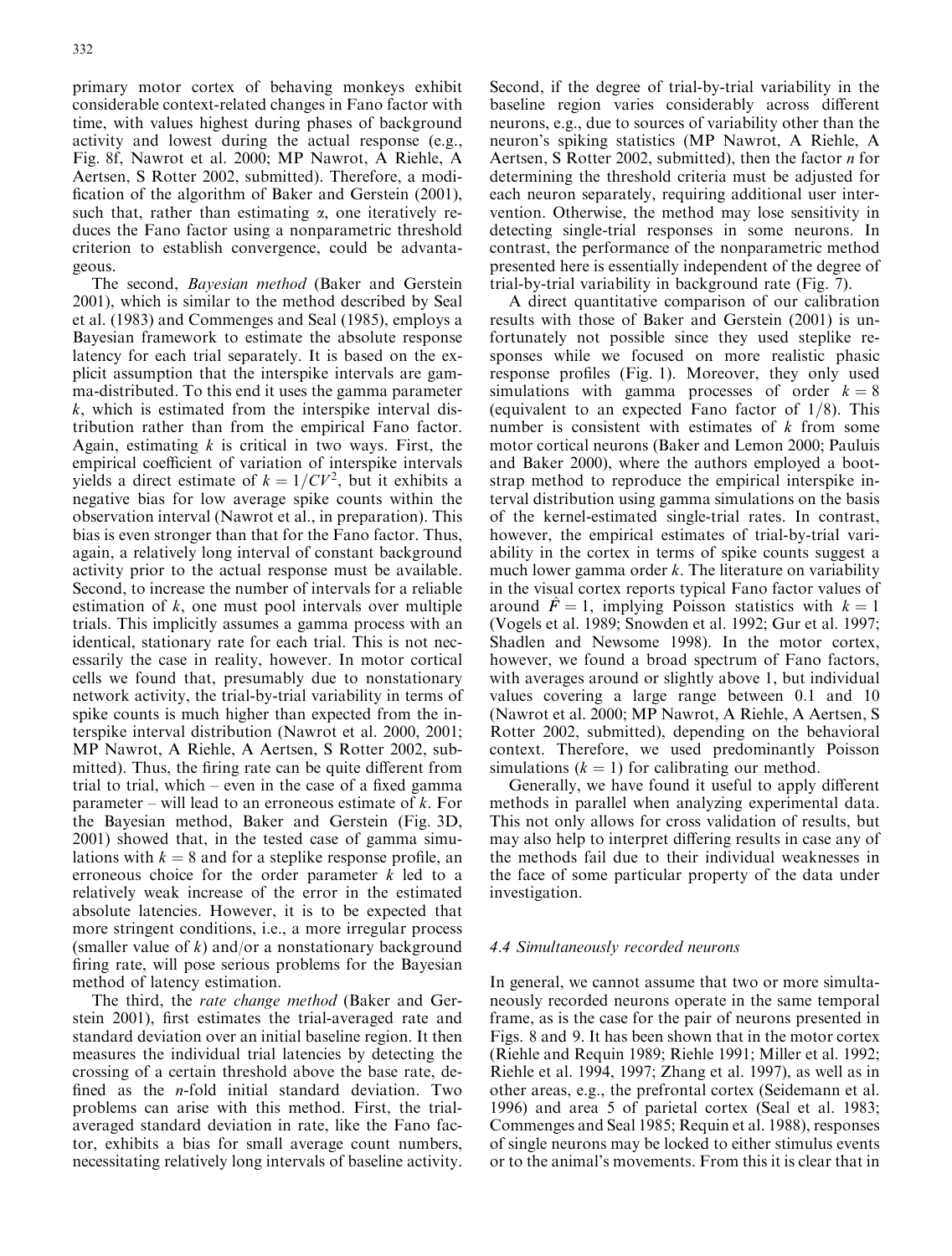primary motor cortex of behaving monkeys exhibit considerable context-related changes in Fano factor with time, with values highest during phases of background activity and lowest during the actual response (e.g., Fig. 8f, Nawrot et al. 2000; MP Nawrot, A Riehle, A Aertsen, S Rotter 2002, submitted). Therefore, a modification of the algorithm of Baker and Gerstein (2001), such that, rather than estimating $\alpha$, one iteratively reduces the Fano factor using a nonparametric threshold criterion to establish convergence, could be advantageous.

The second, *Bayesian method* (Baker and Gerstein 2001), which is similar to the method described by Seal et al. (1983) and Commenges and Seal (1985), employs a Bayesian framework to estimate the absolute response latency for each trial separately. It is based on the explicit assumption that the interspike intervals are gamma-distributed. To this end it uses the gamma parameter $k$, which is estimated from the interspike interval distribution rather than from the empirical Fano factor. Again, estimating $k$ is critical in two ways. First, the empirical coefficient of variation of interspike intervals yields a direct estimate of $k = 1/CV^2$, but it exhibits a negative bias for low average spike counts within the observation interval (Nawrot et al., in preparation). This bias is even stronger than that for the Fano factor. Thus, again, a relatively long interval of constant background activity prior to the actual response must be available. Second, to increase the number of intervals for a reliable estimation of $k$, one must pool intervals over multiple trials. This implicitly assumes a gamma process with an identical, stationary rate for each trial. This is not necessarily the case in reality, however. In motor cortical cells we found that, presumably due to nonstationary network activity, the trial-by-trial variability in terms of spike counts is much higher than expected from the interspike interval distribution (Nawrot et al. 2000, 2001; MP Nawrot, A Riehle, A Aertsen, S Rotter 2002, submitted). Thus, the firing rate can be quite different from trial to trial, which – even in the case of a fixed gamma parameter – will lead to an erroneous estimate of $k$. For the Bayesian method, Baker and Gerstein (Fig. 3D, 2001) showed that, in the tested case of gamma simulations with $k = 8$ and for a steplike response profile, an erroneous choice for the order parameter $k$ led to a relatively weak increase of the error in the estimated absolute latencies. However, it is to be expected that more stringent conditions, i.e., a more irregular process (smaller value of $k$) and/or a nonstationary background firing rate, will pose serious problems for the Bayesian method of latency estimation.

The third, the *rate change method* (Baker and Gerstein 2001), first estimates the trial-averaged rate and standard deviation over an initial baseline region. It then measures the individual trial latencies by detecting the crossing of a certain threshold above the base rate, defined as the $n$-fold initial standard deviation. Two problems can arise with this method. First, the trial-averaged standard deviation in rate, like the Fano factor, exhibits a bias for small average count numbers, necessitating relatively long intervals of baseline activity. Second, if the degree of trial-by-trial variability in the baseline region varies considerably across different neurons, e.g., due to sources of variability other than the neuron's spiking statistics (MP Nawrot, A Riehle, A Aertsen, S Rotter 2002, submitted), then the factor $n$ for determining the threshold criteria must be adjusted for each neuron separately, requiring additional user intervention. Otherwise, the method may lose sensitivity in detecting single-trial responses in some neurons. In contrast, the performance of the nonparametric method presented here is essentially independent of the degree of trial-by-trial variability in background rate (Fig. 7).

A direct quantitative comparison of our calibration results with those of Baker and Gerstein (2001) is unfortunately not possible since they used steplike responses while we focused on more realistic phasic response profiles (Fig. 1). Moreover, they only used simulations with gamma processes of order $k = 8$ (equivalent to an expected Fano factor of 1/8). This number is consistent with estimates of $k$ from some motor cortical neurons (Baker and Lemon 2000; Pauluis and Baker 2000), where the authors employed a bootstrap method to reproduce the empirical interspike interval distribution using gamma simulations on the basis of the kernel-estimated single-trial rates. In contrast, however, the empirical estimates of trial-by-trial variability in the cortex in terms of spike counts suggest a much lower gamma order $k$. The literature on variability in the visual cortex reports typical Fano factor values of around $\hat{F} = 1$, implying Poisson statistics with $k = 1$ (Vogels et al. 1989; Snowden et al. 1992; Gur et al. 1997; Shadlen and Newsome 1998). In the motor cortex, however, we found a broad spectrum of Fano factors, with averages around or slightly above 1, but individual values covering a large range between 0.1 and 10 (Nawrot et al. 2000; MP Nawrot, A Riehle, A Aertsen, S Rotter 2002, submitted), depending on the behavioral context. Therefore, we used predominantly Poisson simulations ($k = 1$) for calibrating our method.

Generally, we have found it useful to apply different methods in parallel when analyzing experimental data. This not only allows for cross validation of results, but may also help to interpret differing results in case any of the methods fail due to their individual weaknesses in the face of some particular property of the data under investigation.

### 4.4 Simultaneously recorded neurons

In general, we cannot assume that two or more simultaneously recorded neurons operate in the same temporal frame, as is the case for the pair of neurons presented in Figs. 8 and 9. It has been shown that in the motor cortex (Riehle and Requin 1989; Riehle 1991; Miller et al. 1992; Riehle et al. 1994, 1997; Zhang et al. 1997), as well as in other areas, e.g., the prefrontal cortex (Seidemann et al. 1996) and area 5 of parietal cortex (Seal et al. 1983; Commenges and Seal 1985; Requin et al. 1988), responses of single neurons may be locked to either stimulus events or to the animal's movements. From this it is clear that in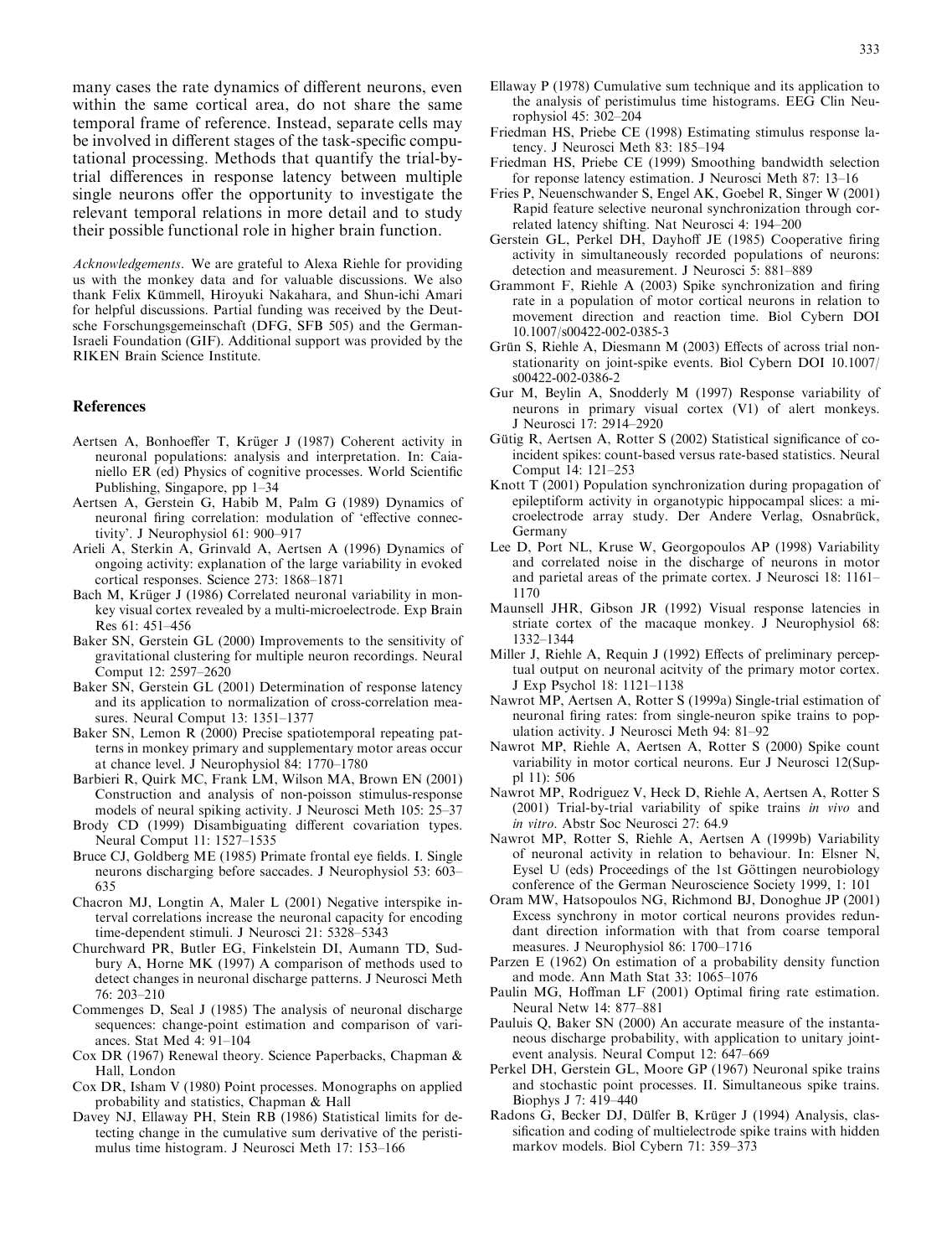many cases the rate dynamics of different neurons, even within the same cortical area, do not share the same temporal frame of reference. Instead, separate cells may be involved in different stages of the task-specific computational processing. Methods that quantify the trial-by-trial differences in response latency between multiple single neurons offer the opportunity to investigate the relevant temporal relations in more detail and to study their possible functional role in higher brain function.

*Acknowledgements*. We are grateful to Alexa Riehle for providing us with the monkey data and for valuable discussions. We also thank Felix Kümmell, Hiroyuki Nakahara, and Shun-ichi Amari for helpful discussions. Partial funding was received by the Deutsche Forschungsgemeinschaft (DFG, SFB 505) and the German-Israeli Foundation (GIF). Additional support was provided by the RIKEN Brain Science Institute.

## References

Aertsen A, Bonhoeffer T, Krüger J (1987) Coherent activity in neuronal populations: analysis and interpretation. In: Caianiello ER (ed) Physics of cognitive processes. World Scientific Publishing, Singapore, pp 1–34

Aertsen A, Gerstein G, Habib M, Palm G (1989) Dynamics of neuronal firing correlation: modulation of 'effective connectivity'. J Neurophysiol 61: 900–917

Arieli A, Sterkin A, Grinvald A, Aertsen A (1996) Dynamics of ongoing activity: explanation of the large variability in evoked cortical responses. Science 273: 1868–1871

Bach M, Krüger J (1986) Correlated neuronal variability in monkey visual cortex revealed by a multi-microelectrode. Exp Brain Res 61: 451–456

Baker SN, Gerstein GL (2000) Improvements to the sensitivity of gravitational clustering for multiple neuron recordings. Neural Comput 12: 2597–2620

Baker SN, Gerstein GL (2001) Determination of response latency and its application to normalization of cross-correlation measures. Neural Comput 13: 1351–1377

Baker SN, Lemon R (2000) Precise spatiotemporal repeating patterns in monkey primary and supplementary motor areas occur at chance level. J Neurophysiol 84: 1770–1780

Barbieri R, Quirk MC, Frank LM, Wilson MA, Brown EN (2001) Construction and analysis of non-poisson stimulus-response models of neural spiking activity. J Neurosci Meth 105: 25–37

Brody CD (1999) Disambiguating different covariation types. Neural Comput 11: 1527–1535

Bruce CJ, Goldberg ME (1985) Primate frontal eye fields. I. Single neurons discharging before saccades. J Neurophysiol 53: 603–635

Chacron MJ, Longtin A, Maler L (2001) Negative interspike interval correlations increase the neuronal capacity for encoding time-dependent stimuli. J Neurosci 21: 5328–5343

Churchward PR, Butler EG, Finkelstein DI, Aumann TD, Sudbury A, Horne MK (1997) A comparison of methods used to detect changes in neuronal discharge patterns. J Neurosci Meth 76: 203–210

Commenges D, Seal J (1985) The analysis of neuronal discharge sequences: change-point estimation and comparison of variances. Stat Med 4: 91–104

Cox DR (1967) Renewal theory. Science Paperbacks, Chapman & Hall, London

Cox DR, Isham V (1980) Point processes. Monographs on applied probability and statistics, Chapman & Hall

Davey NJ, Ellaway PH, Stein RB (1986) Statistical limits for detecting change in the cumulative sum derivative of the peristimulus time histogram. J Neurosci Meth 17: 153–166

Ellaway P (1978) Cumulative sum technique and its application to the analysis of peristimulus time histograms. EEG Clin Neurophysiol 45: 302–204

Friedman HS, Priebe CE (1998) Estimating stimulus response latency. J Neurosci Meth 83: 185–194

Friedman HS, Priebe CE (1999) Smoothing bandwidth selection for reponse latency estimation. J Neurosci Meth 87: 13–16

Fries P, Neuenschwander S, Engel AK, Goebel R, Singer W (2001) Rapid feature selective neuronal synchronization through correlated latency shifting. Nat Neurosci 4: 194–200

Gerstein GL, Perkel DH, Dayhoff JE (1985) Cooperative firing activity in simultaneously recorded populations of neurons: detection and measurement. J Neurosci 5: 881–889

Grammont F, Riehle A (2003) Spike synchronization and firing rate in a population of motor cortical neurons in relation to movement direction and reaction time. Biol Cybern DOI 10.1007/s00422-002-0385-3

Grün S, Riehle A, Diesmann M (2003) Effects of across trial nonstationarity on joint-spike events. Biol Cybern DOI 10.1007/s00422-002-0386-2

Gur M, Beylin A, Snodderly M (1997) Response variability of neurons in primary visual cortex (V1) of alert monkeys. J Neurosci 17: 2914–2920

Gütig R, Aertsen A, Rotter S (2002) Statistical significance of coincident spikes: count-based versus rate-based statistics. Neural Comput 14: 121–253

Knott T (2001) Population synchronization during propagation of epileptiform activity in organotypic hippocampal slices: a microelectrode array study. Der Andere Verlag, Osnabrück, Germany

Lee D, Port NL, Kruse W, Georgopoulos AP (1998) Variability and correlated noise in the discharge of neurons in motor and parietal areas of the primate cortex. J Neurosci 18: 1161–1170

Maunsell JHR, Gibson JR (1992) Visual response latencies in striate cortex of the macaque monkey. J Neurophysiol 68: 1332–1344

Miller J, Riehle A, Requin J (1992) Effects of preliminary perceptual output on neuronal acitvity of the primary motor cortex. J Exp Psychol 18: 1121–1138

Nawrot MP, Aertsen A, Rotter S (1999a) Single-trial estimation of neuronal firing rates: from single-neuron spike trains to population activity. J Neurosci Meth 94: 81–92

Nawrot MP, Riehle A, Aertsen A, Rotter S (2000) Spike count variability in motor cortical neurons. Eur J Neurosci 12(Suppl 11): 506

Nawrot MP, Rodriguez V, Heck D, Riehle A, Aertsen A, Rotter S (2001) Trial-by-trial variability of spike trains *in vivo* and *in vitro*. Abstr Soc Neurosci 27: 64.9

Nawrot MP, Rotter S, Riehle A, Aertsen A (1999b) Variability of neuronal activity in relation to behaviour. In: Elsner N, Eysel U (eds) Proceedings of the 1st Göttingen neurobiology conference of the German Neuroscience Society 1999, 1: 101

Oram MW, Hatsopoulos NG, Richmond BJ, Donoghue JP (2001) Excess synchrony in motor cortical neurons provides redundant direction information with that from coarse temporal measures. J Neurophysiol 86: 1700–1716

Parzen E (1962) On estimation of a probability density function and mode. Ann Math Stat 33: 1065–1076

Paulin MG, Hoffman LF (2001) Optimal firing rate estimation. Neural Netw 14: 877–881

Pauluis Q, Baker SN (2000) An accurate measure of the instantaneous discharge probability, with application to unitary joint-event analysis. Neural Comput 12: 647–669

Perkel DH, Gerstein GL, Moore GP (1967) Neuronal spike trains and stochastic point processes. II. Simultaneous spike trains. Biophys J 7: 419–440

Radons G, Becker DJ, Dülfer B, Krüger J (1994) Analysis, classification and coding of multielectrode spike trains with hidden markov models. Biol Cybern 71: 359–373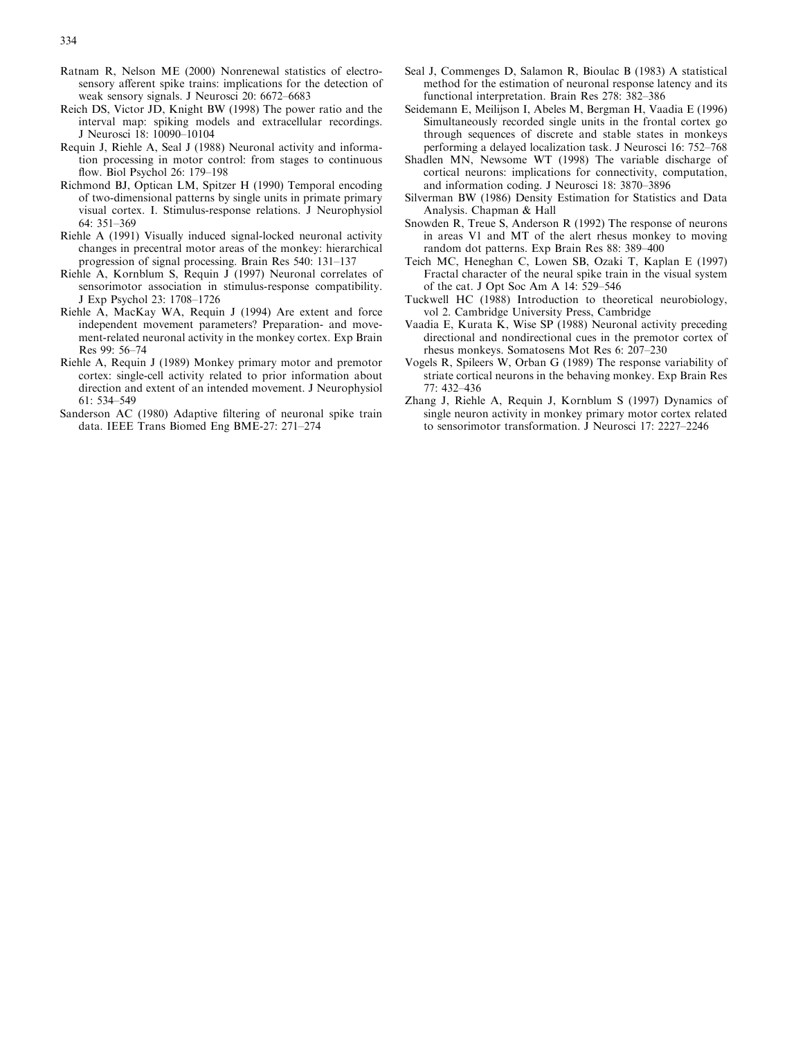Ratnam R, Nelson ME (2000) Nonrenewal statistics of electrosensory afferent spike trains: implications for the detection of weak sensory signals. J Neurosci 20: 6672–6683

Reich DS, Victor JD, Knight BW (1998) The power ratio and the interval map: spiking models and extracellular recordings. J Neurosci 18: 10090–10104

Requin J, Riehle A, Seal J (1988) Neuronal activity and information processing in motor control: from stages to continuous flow. Biol Psychol 26: 179–198

Richmond BJ, Optican LM, Spitzer H (1990) Temporal encoding of two-dimensional patterns by single units in primate primary visual cortex. I. Stimulus-response relations. J Neurophysiol 64: 351–369

Riehle A (1991) Visually induced signal-locked neuronal activity changes in precentral motor areas of the monkey: hierarchical progression of signal processing. Brain Res 540: 131–137

Riehle A, Kornblum S, Requin J (1997) Neuronal correlates of sensorimotor association in stimulus-response compatibility. J Exp Psychol 23: 1708–1726

Riehle A, MacKay WA, Requin J (1994) Are extent and force independent movement parameters? Preparation- and movement-related neuronal activity in the monkey cortex. Exp Brain Res 99: 56–74

Riehle A, Requin J (1989) Monkey primary motor and premotor cortex: single-cell activity related to prior information about direction and extent of an intended movement. J Neurophysiol 61: 534–549

Sanderson AC (1980) Adaptive filtering of neuronal spike train data. IEEE Trans Biomed Eng BME-27: 271–274

Seal J, Commenges D, Salamon R, Bioulac B (1983) A statistical method for the estimation of neuronal response latency and its functional interpretation. Brain Res 278: 382–386

Seidemann E, Meilijson I, Abeles M, Bergman H, Vaadia E (1996) Simultaneously recorded single units in the frontal cortex go through sequences of discrete and stable states in monkeys performing a delayed localization task. J Neurosci 16: 752–768

Shadlen MN, Newsome WT (1998) The variable discharge of cortical neurons: implications for connectivity, computation, and information coding. J Neurosci 18: 3870–3896

Silverman BW (1986) Density Estimation for Statistics and Data Analysis. Chapman & Hall

Snowden R, Treue S, Anderson R (1992) The response of neurons in areas V1 and MT of the alert rhesus monkey to moving random dot patterns. Exp Brain Res 88: 389–400

Teich MC, Heneghan C, Lowen SB, Ozaki T, Kaplan E (1997) Fractal character of the neural spike train in the visual system of the cat. J Opt Soc Am A 14: 529–546

Tuckwell HC (1988) Introduction to theoretical neurobiology, vol 2. Cambridge University Press, Cambridge

Vaadia E, Kurata K, Wise SP (1988) Neuronal activity preceding directional and nondirectional cues in the premotor cortex of rhesus monkeys. Somatosens Mot Res 6: 207–230

Vogels R, Spileers W, Orban G (1989) The response variability of striate cortical neurons in the behaving monkey. Exp Brain Res 77: 432–436

Zhang J, Riehle A, Requin J, Kornblum S (1997) Dynamics of single neuron activity in monkey primary motor cortex related to sensorimotor transformation. J Neurosci 17: 2227–2246